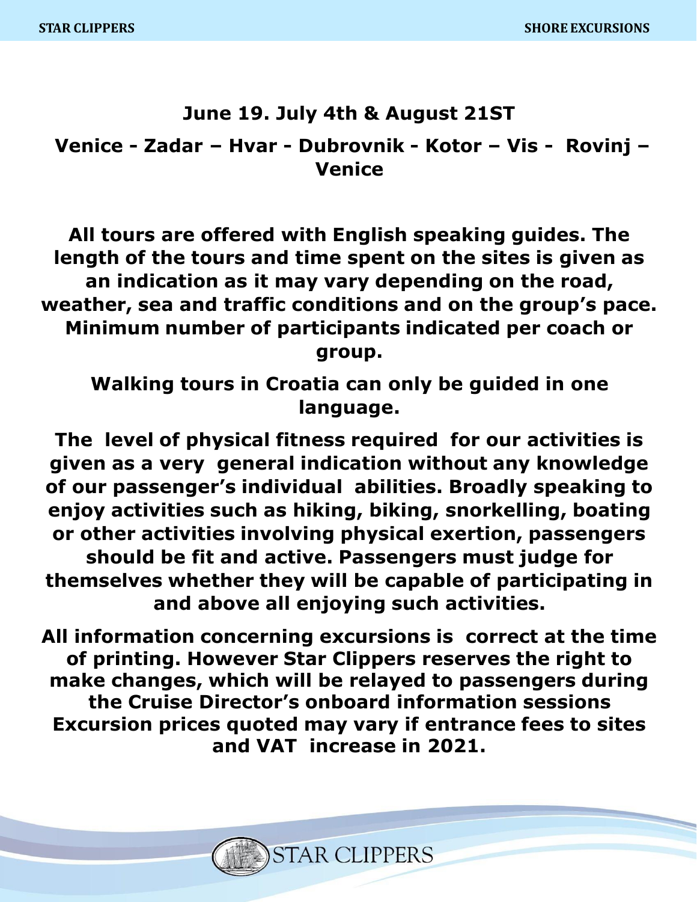## June 19. July 4th & August 21ST

## Venice - Zadar – Hvar - Dubrovnik - Kotor – Vis - Rovinj – Venice

**All tours are offered with English speaking guides. The length of the tours and time spent on the sites is given as an indication as it may vary depending on the road, weather, sea and traffic conditions and on the group's pace. Minimum number of participants indicated per coach or group.**

**Walking tours in Croatia can only be guided in one language.**

**The level of physical fitness required for our activities is given as a very general indication without any knowledge of our passenger's individual abilities. Broadly speaking to enjoy activities such as hiking, biking, snorkelling, boating or other activities involving physical exertion, passengers should be fit and active. Passengers must judge for themselves whether they will be capable of participating in and above all enjoying such activities.**

**All information concerning excursions is correct at the time of printing. However Star Clippers reserves the right to make changes, which will be relayed to passengers during the Cruise Director's onboard information sessions Excursion prices quoted may vary if entrance fees to sites and VAT increase in 2021.**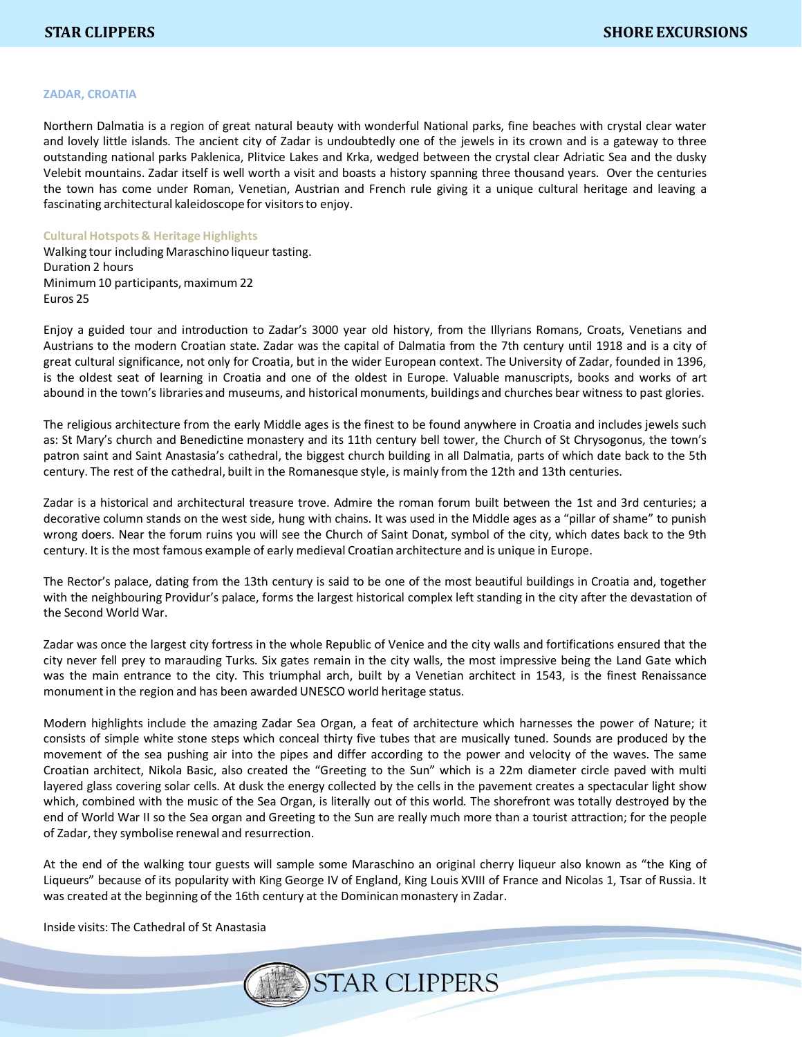## ZADAR, CROATIA

Northern Dalmatia is a region of great natural beauty with wonderful National parks, fine beaches with crystal clear water and lovely little islands. The ancient city of Zadar is undoubtedly one of the jewels in its crown and is a gateway to three outstanding national parks Paklenica, Plitvice Lakes and Krka, wedged between the crystal clear Adriatic Sea and the dusky Velebit mountains. Zadar itself is well worth a visit and boasts a history spanning three thousand years. Over the centuries the town has come under Roman, Venetian, Austrian and French rule giving it a unique cultural heritage and leaving a fascinating architectural kaleidoscope for visitors to enjoy.

### Cultural Hotspots & Heritage Highlights

Walking tour including Maraschino liqueur tasting.
Duration 2 hours
Minimum 10 participants, maximum 22
Euros 25

Enjoy a guided tour and introduction to Zadar's 3000 year old history, from the Illyrians Romans, Croats, Venetians and Austrians to the modern Croatian state. Zadar was the capital of Dalmatia from the 7th century until 1918 and is a city of great cultural significance, not only for Croatia, but in the wider European context. The University of Zadar, founded in 1396, is the oldest seat of learning in Croatia and one of the oldest in Europe. Valuable manuscripts, books and works of art abound in the town's libraries and museums, and historical monuments, buildings and churches bear witness to past glories.

The religious architecture from the early Middle ages is the finest to be found anywhere in Croatia and includes jewels such as: St Mary's church and Benedictine monastery and its 11th century bell tower, the Church of St Chrysogonus, the town's patron saint and Saint Anastasia's cathedral, the biggest church building in all Dalmatia, parts of which date back to the 5th century. The rest of the cathedral, built in the Romanesque style, is mainly from the 12th and 13th centuries.

Zadar is a historical and architectural treasure trove. Admire the roman forum built between the 1st and 3rd centuries; a decorative column stands on the west side, hung with chains. It was used in the Middle ages as a "pillar of shame" to punish wrong doers. Near the forum ruins you will see the Church of Saint Donat, symbol of the city, which dates back to the 9th century. It is the most famous example of early medieval Croatian architecture and is unique in Europe.

The Rector's palace, dating from the 13th century is said to be one of the most beautiful buildings in Croatia and, together with the neighbouring Providur's palace, forms the largest historical complex left standing in the city after the devastation of the Second World War.

Zadar was once the largest city fortress in the whole Republic of Venice and the city walls and fortifications ensured that the city never fell prey to marauding Turks. Six gates remain in the city walls, the most impressive being the Land Gate which was the main entrance to the city. This triumphal arch, built by a Venetian architect in 1543, is the finest Renaissance monument in the region and has been awarded UNESCO world heritage status.

Modern highlights include the amazing Zadar Sea Organ, a feat of architecture which harnesses the power of Nature; it consists of simple white stone steps which conceal thirty five tubes that are musically tuned. Sounds are produced by the movement of the sea pushing air into the pipes and differ according to the power and velocity of the waves. The same Croatian architect, Nikola Basic, also created the "Greeting to the Sun" which is a 22m diameter circle paved with multi layered glass covering solar cells. At dusk the energy collected by the cells in the pavement creates a spectacular light show which, combined with the music of the Sea Organ, is literally out of this world. The shorefront was totally destroyed by the end of World War II so the Sea organ and Greeting to the Sun are really much more than a tourist attraction; for the people of Zadar, they symbolise renewal and resurrection.

At the end of the walking tour guests will sample some Maraschino an original cherry liqueur also known as "the King of Liqueurs" because of its popularity with King George IV of England, King Louis XVIII of France and Nicolas 1, Tsar of Russia. It was created at the beginning of the 16th century at the Dominican monastery in Zadar.

Inside visits: The Cathedral of St Anastasia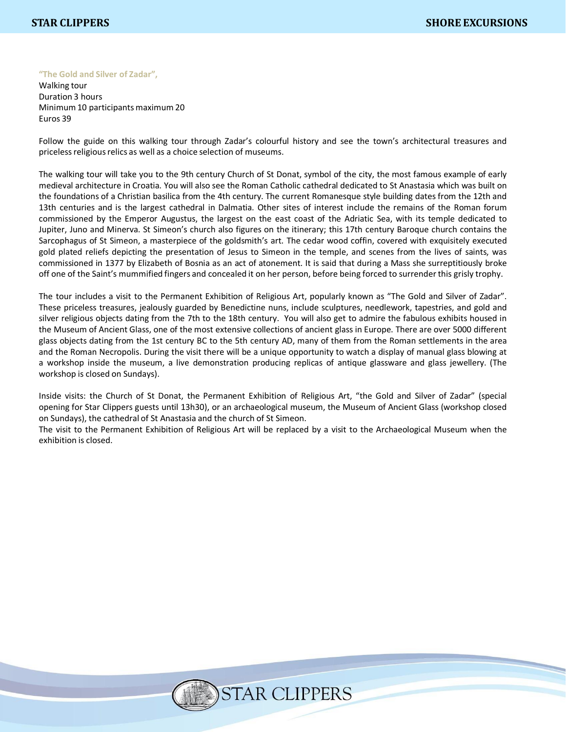### "The Gold and Silver of Zadar",

Walking tour
Duration 3 hours
Minimum 10 participants maximum 20
Euros 39

Follow the guide on this walking tour through Zadar's colourful history and see the town's architectural treasures and priceless religious relics as well as a choice selection of museums.

The walking tour will take you to the 9th century Church of St Donat, symbol of the city, the most famous example of early medieval architecture in Croatia. You will also see the Roman Catholic cathedral dedicated to St Anastasia which was built on the foundations of a Christian basilica from the 4th century. The current Romanesque style building dates from the 12th and 13th centuries and is the largest cathedral in Dalmatia. Other sites of interest include the remains of the Roman forum commissioned by the Emperor Augustus, the largest on the east coast of the Adriatic Sea, with its temple dedicated to Jupiter, Juno and Minerva. St Simeon's church also figures on the itinerary; this 17th century Baroque church contains the Sarcophagus of St Simeon, a masterpiece of the goldsmith's art. The cedar wood coffin, covered with exquisitely executed gold plated reliefs depicting the presentation of Jesus to Simeon in the temple, and scenes from the lives of saints, was commissioned in 1377 by Elizabeth of Bosnia as an act of atonement. It is said that during a Mass she surreptitiously broke off one of the Saint's mummified fingers and concealed it on her person, before being forced to surrender this grisly trophy.

The tour includes a visit to the Permanent Exhibition of Religious Art, popularly known as "The Gold and Silver of Zadar". These priceless treasures, jealously guarded by Benedictine nuns, include sculptures, needlework, tapestries, and gold and silver religious objects dating from the 7th to the 18th century. You will also get to admire the fabulous exhibits housed in the Museum of Ancient Glass, one of the most extensive collections of ancient glass in Europe. There are over 5000 different glass objects dating from the 1st century BC to the 5th century AD, many of them from the Roman settlements in the area and the Roman Necropolis. During the visit there will be a unique opportunity to watch a display of manual glass blowing at a workshop inside the museum, a live demonstration producing replicas of antique glassware and glass jewellery. (The workshop is closed on Sundays).

Inside visits: the Church of St Donat, the Permanent Exhibition of Religious Art, "the Gold and Silver of Zadar" (special opening for Star Clippers guests until 13h30), or an archaeological museum, the Museum of Ancient Glass (workshop closed on Sundays), the cathedral of St Anastasia and the church of St Simeon.
The visit to the Permanent Exhibition of Religious Art will be replaced by a visit to the Archaeological Museum when the exhibition is closed.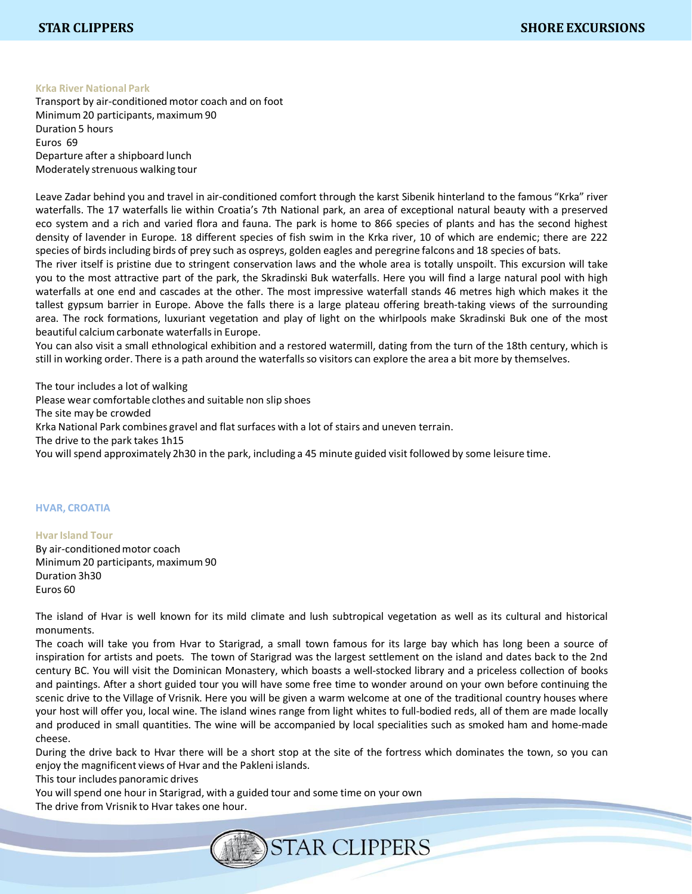### Krka River National Park

Transport by air-conditioned motor coach and on foot
Minimum 20 participants, maximum 90
Duration 5 hours
Euros 69
Departure after a shipboard lunch
Moderately strenuous walking tour

Leave Zadar behind you and travel in air-conditioned comfort through the karst Sibenik hinterland to the famous "Krka" river waterfalls. The 17 waterfalls lie within Croatia's 7th National park, an area of exceptional natural beauty with a preserved eco system and a rich and varied flora and fauna. The park is home to 866 species of plants and has the second highest density of lavender in Europe. 18 different species of fish swim in the Krka river, 10 of which are endemic; there are 222 species of birds including birds of prey such as ospreys, golden eagles and peregrine falcons and 18 species of bats.

The river itself is pristine due to stringent conservation laws and the whole area is totally unspoilt. This excursion will take you to the most attractive part of the park, the Skradinski Buk waterfalls. Here you will find a large natural pool with high waterfalls at one end and cascades at the other. The most impressive waterfall stands 46 metres high which makes it the tallest gypsum barrier in Europe. Above the falls there is a large plateau offering breath-taking views of the surrounding area. The rock formations, luxuriant vegetation and play of light on the whirlpools make Skradinski Buk one of the most beautiful calcium carbonate waterfalls in Europe.

You can also visit a small ethnological exhibition and a restored watermill, dating from the turn of the 18th century, which is still in working order. There is a path around the waterfalls so visitors can explore the area a bit more by themselves.

The tour includes a lot of walking
Please wear comfortable clothes and suitable non slip shoes
The site may be crowded
Krka National Park combines gravel and flat surfaces with a lot of stairs and uneven terrain.
The drive to the park takes 1h15
You will spend approximately 2h30 in the park, including a 45 minute guided visit followed by some leisure time.

## HVAR, CROATIA

### Hvar Island Tour

By air-conditioned motor coach
Minimum 20 participants, maximum 90
Duration 3h30
Euros 60

The island of Hvar is well known for its mild climate and lush subtropical vegetation as well as its cultural and historical monuments.

The coach will take you from Hvar to Starigrad, a small town famous for its large bay which has long been a source of inspiration for artists and poets. The town of Starigrad was the largest settlement on the island and dates back to the 2nd century BC. You will visit the Dominican Monastery, which boasts a well-stocked library and a priceless collection of books and paintings. After a short guided tour you will have some free time to wonder around on your own before continuing the scenic drive to the Village of Vrisnik. Here you will be given a warm welcome at one of the traditional country houses where your host will offer you, local wine. The island wines range from light whites to full-bodied reds, all of them are made locally and produced in small quantities. The wine will be accompanied by local specialities such as smoked ham and home-made cheese.

During the drive back to Hvar there will be a short stop at the site of the fortress which dominates the town, so you can enjoy the magnificent views of Hvar and the Pakleni islands.

This tour includes panoramic drives
You will spend one hour in Starigrad, with a guided tour and some time on your own
The drive from Vrisnik to Hvar takes one hour.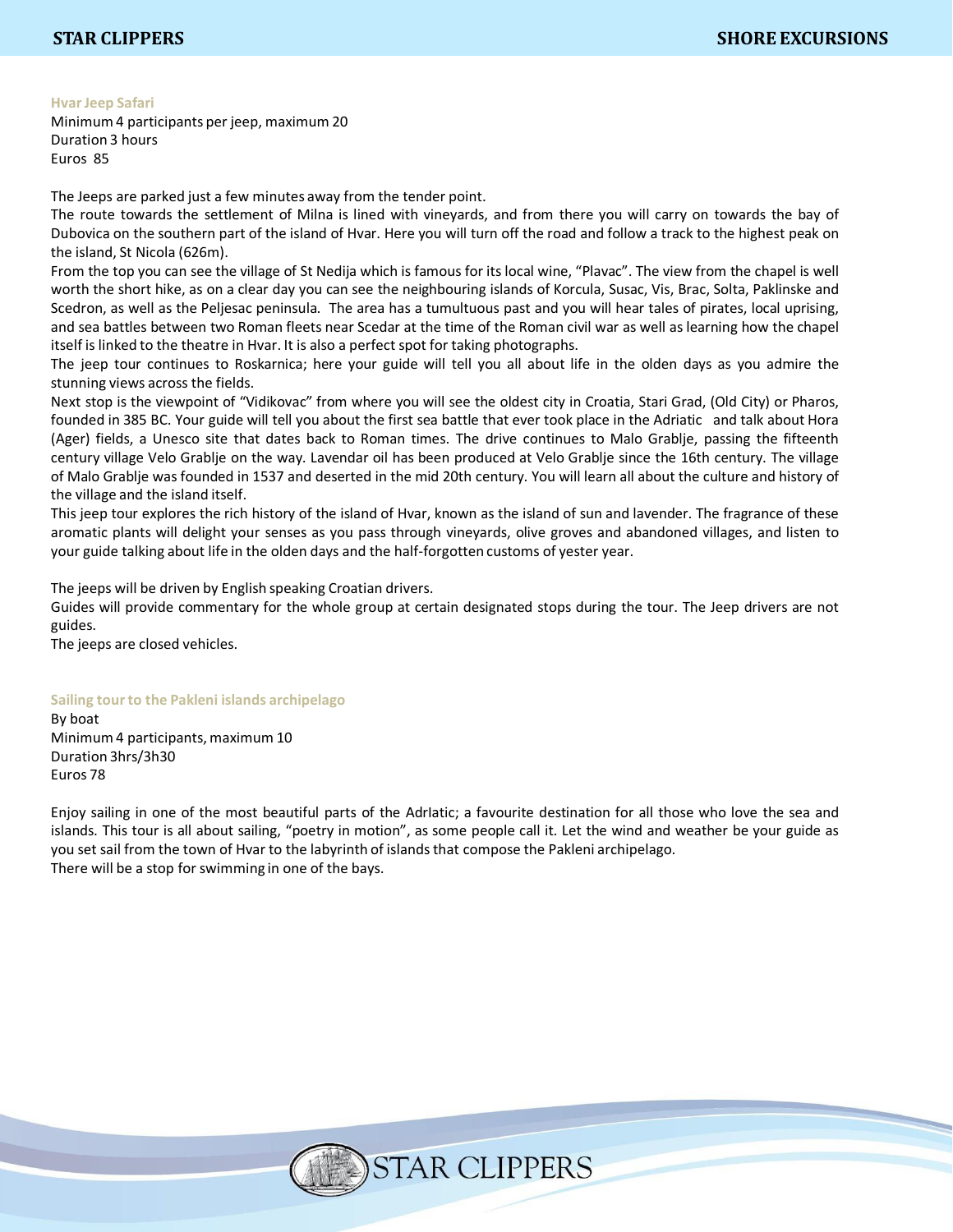### Hvar Jeep Safari

Minimum 4 participants per jeep, maximum 20
Duration 3 hours
Euros 85

The Jeeps are parked just a few minutes away from the tender point.
The route towards the settlement of Milna is lined with vineyards, and from there you will carry on towards the bay of Dubovica on the southern part of the island of Hvar. Here you will turn off the road and follow a track to the highest peak on the island, St Nicola (626m).
From the top you can see the village of St Nedija which is famous for its local wine, "Plavac". The view from the chapel is well worth the short hike, as on a clear day you can see the neighbouring islands of Korcula, Susac, Vis, Brac, Solta, Paklinske and Scedron, as well as the Peljesac peninsula. The area has a tumultuous past and you will hear tales of pirates, local uprising, and sea battles between two Roman fleets near Scedar at the time of the Roman civil war as well as learning how the chapel itself is linked to the theatre in Hvar. It is also a perfect spot for taking photographs.
The jeep tour continues to Roskarnica; here your guide will tell you all about life in the olden days as you admire the stunning views across the fields.
Next stop is the viewpoint of "Vidikovac" from where you will see the oldest city in Croatia, Stari Grad, (Old City) or Pharos, founded in 385 BC. Your guide will tell you about the first sea battle that ever took place in the Adriatic and talk about Hora (Ager) fields, a Unesco site that dates back to Roman times. The drive continues to Malo Grablje, passing the fifteenth century village Velo Grablje on the way. Lavendar oil has been produced at Velo Grablje since the 16th century. The village of Malo Grablje was founded in 1537 and deserted in the mid 20th century. You will learn all about the culture and history of the village and the island itself.
This jeep tour explores the rich history of the island of Hvar, known as the island of sun and lavender. The fragrance of these aromatic plants will delight your senses as you pass through vineyards, olive groves and abandoned villages, and listen to your guide talking about life in the olden days and the half-forgotten customs of yester year.

The jeeps will be driven by English speaking Croatian drivers.
Guides will provide commentary for the whole group at certain designated stops during the tour. The Jeep drivers are not guides.
The jeeps are closed vehicles.

### Sailing tour to the Pakleni islands archipelago

By boat
Minimum 4 participants, maximum 10
Duration 3hrs/3h30
Euros 78

Enjoy sailing in one of the most beautiful parts of the AdrIatic; a favourite destination for all those who love the sea and islands. This tour is all about sailing, "poetry in motion", as some people call it. Let the wind and weather be your guide as you set sail from the town of Hvar to the labyrinth of islands that compose the Pakleni archipelago.
There will be a stop for swimming in one of the bays.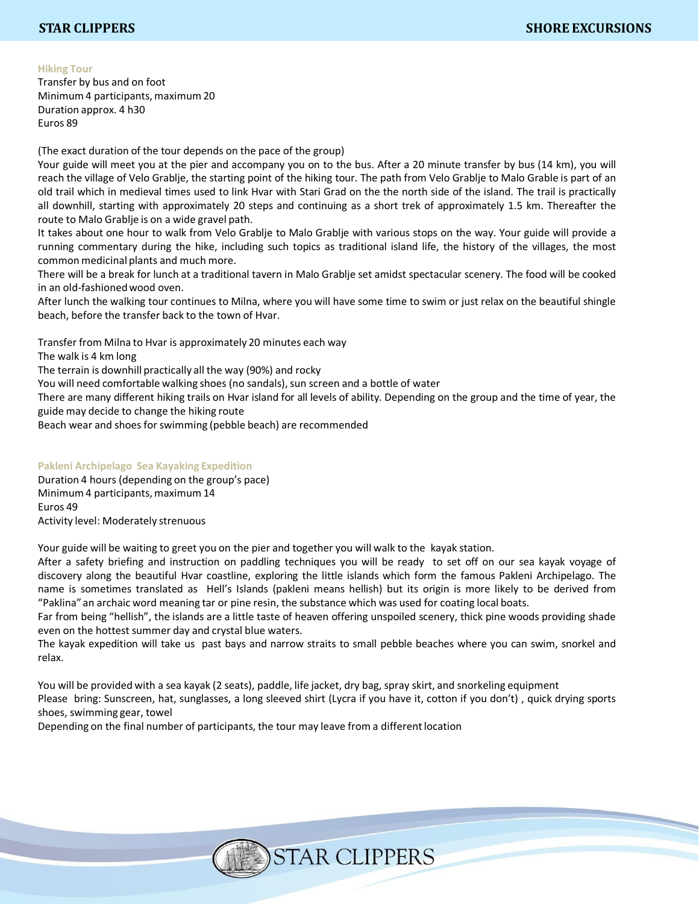### Hiking Tour

Transfer by bus and on foot
Minimum 4 participants, maximum 20
Duration approx. 4 h30
Euros 89

(The exact duration of the tour depends on the pace of the group)

Your guide will meet you at the pier and accompany you on to the bus. After a 20 minute transfer by bus (14 km), you will reach the village of Velo Grablje, the starting point of the hiking tour. The path from Velo Grablje to Malo Grable is part of an old trail which in medieval times used to link Hvar with Stari Grad on the the north side of the island. The trail is practically all downhill, starting with approximately 20 steps and continuing as a short trek of approximately 1.5 km. Thereafter the route to Malo Grablje is on a wide gravel path.

It takes about one hour to walk from Velo Grablje to Malo Grablje with various stops on the way. Your guide will provide a running commentary during the hike, including such topics as traditional island life, the history of the villages, the most common medicinal plants and much more.

There will be a break for lunch at a traditional tavern in Malo Grablje set amidst spectacular scenery. The food will be cooked in an old-fashioned wood oven.

After lunch the walking tour continues to Milna, where you will have some time to swim or just relax on the beautiful shingle beach, before the transfer back to the town of Hvar.

Transfer from Milna to Hvar is approximately 20 minutes each way
The walk is 4 km long
The terrain is downhill practically all the way (90%) and rocky
You will need comfortable walking shoes (no sandals), sun screen and a bottle of water
There are many different hiking trails on Hvar island for all levels of ability. Depending on the group and the time of year, the guide may decide to change the hiking route
Beach wear and shoes for swimming (pebble beach) are recommended

### Pakleni Archipelago Sea Kayaking Expedition

Duration 4 hours (depending on the group's pace)
Minimum 4 participants, maximum 14
Euros 49
Activity level: Moderately strenuous

Your guide will be waiting to greet you on the pier and together you will walk to the kayak station.

After a safety briefing and instruction on paddling techniques you will be ready to set off on our sea kayak voyage of discovery along the beautiful Hvar coastline, exploring the little islands which form the famous Pakleni Archipelago. The name is sometimes translated as Hell's Islands (pakleni means hellish) but its origin is more likely to be derived from "Paklina" an archaic word meaning tar or pine resin, the substance which was used for coating local boats.

Far from being "hellish", the islands are a little taste of heaven offering unspoiled scenery, thick pine woods providing shade even on the hottest summer day and crystal blue waters.

The kayak expedition will take us past bays and narrow straits to small pebble beaches where you can swim, snorkel and relax.

You will be provided with a sea kayak (2 seats), paddle, life jacket, dry bag, spray skirt, and snorkeling equipment
Please bring: Sunscreen, hat, sunglasses, a long sleeved shirt (Lycra if you have it, cotton if you don't) , quick drying sports shoes, swimming gear, towel
Depending on the final number of participants, the tour may leave from a different location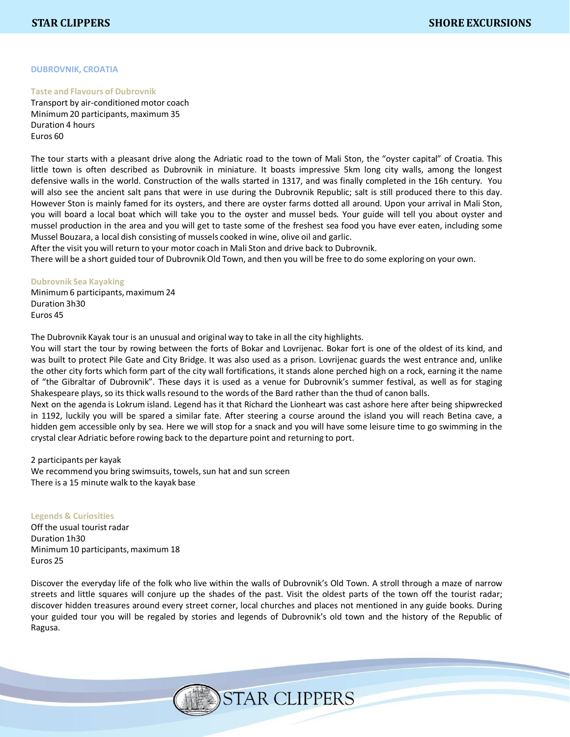## DUBROVNIK, CROATIA

### Taste and Flavours of Dubrovnik

Transport by air-conditioned motor coach
Minimum 20 participants, maximum 35
Duration 4 hours
Euros 60

The tour starts with a pleasant drive along the Adriatic road to the town of Mali Ston, the “oyster capital” of Croatia. This little town is often described as Dubrovnik in miniature. It boasts impressive 5km long city walls, among the longest defensive walls in the world. Construction of the walls started in 1317, and was finally completed in the 16h century. You will also see the ancient salt pans that were in use during the Dubrovnik Republic; salt is still produced there to this day. However Ston is mainly famed for its oysters, and there are oyster farms dotted all around. Upon your arrival in Mali Ston, you will board a local boat which will take you to the oyster and mussel beds. Your guide will tell you about oyster and mussel production in the area and you will get to taste some of the freshest sea food you have ever eaten, including some Mussel Bouzara, a local dish consisting of mussels cooked in wine, olive oil and garlic.
After the visit you will return to your motor coach in Mali Ston and drive back to Dubrovnik.
There will be a short guided tour of Dubrovnik Old Town, and then you will be free to do some exploring on your own.

### Dubrovnik Sea Kayaking

Minimum 6 participants, maximum 24
Duration 3h30
Euros 45

The Dubrovnik Kayak tour is an unusual and original way to take in all the city highlights.
You will start the tour by rowing between the forts of Bokar and Lovrijenac. Bokar fort is one of the oldest of its kind, and was built to protect Pile Gate and City Bridge. It was also used as a prison. Lovrijenac guards the west entrance and, unlike the other city forts which form part of the city wall fortifications, it stands alone perched high on a rock, earning it the name of “the Gibraltar of Dubrovnik”. These days it is used as a venue for Dubrovnik’s summer festival, as well as for staging Shakespeare plays, so its thick walls resound to the words of the Bard rather than the thud of canon balls.
Next on the agenda is Lokrum island. Legend has it that Richard the Lionheart was cast ashore here after being shipwrecked in 1192, luckily you will be spared a similar fate. After steering a course around the island you will reach Betina cave, a hidden gem accessible only by sea. Here we will stop for a snack and you will have some leisure time to go swimming in the crystal clear Adriatic before rowing back to the departure point and returning to port.

2 participants per kayak
We recommend you bring swimsuits, towels, sun hat and sun screen
There is a 15 minute walk to the kayak base

### Legends & Curiosities

Off the usual tourist radar
Duration 1h30
Minimum 10 participants, maximum 18
Euros 25

Discover the everyday life of the folk who live within the walls of Dubrovnik’s Old Town. A stroll through a maze of narrow streets and little squares will conjure up the shades of the past. Visit the oldest parts of the town off the tourist radar; discover hidden treasures around every street corner, local churches and places not mentioned in any guide books. During your guided tour you will be regaled by stories and legends of Dubrovnik’s old town and the history of the Republic of Ragusa.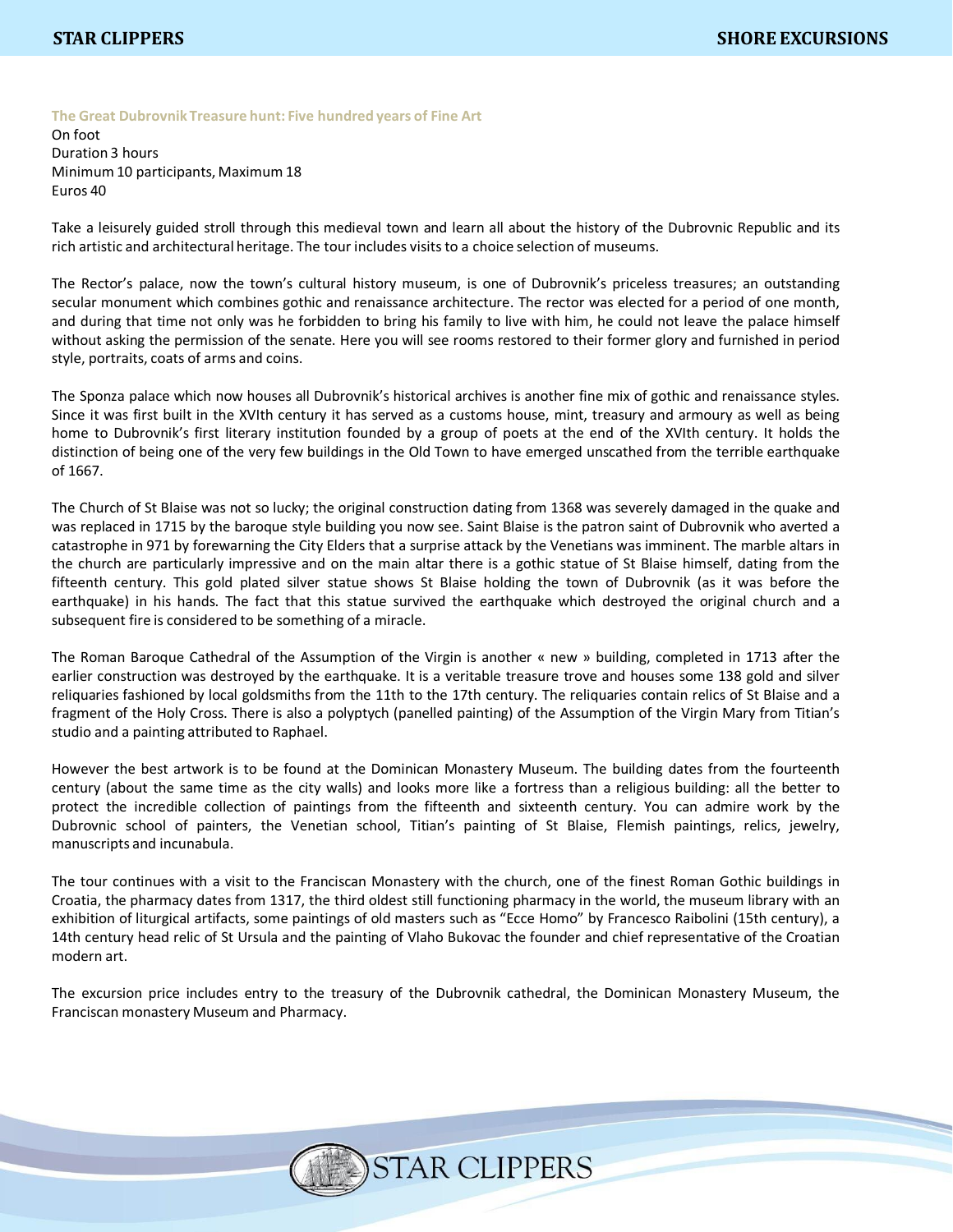## The Great Dubrovnik Treasure hunt: Five hundred years of Fine Art

On foot
Duration 3 hours
Minimum 10 participants, Maximum 18
Euros 40

Take a leisurely guided stroll through this medieval town and learn all about the history of the Dubrovnic Republic and its rich artistic and architectural heritage. The tour includes visits to a choice selection of museums.

The Rector's palace, now the town's cultural history museum, is one of Dubrovnik's priceless treasures; an outstanding secular monument which combines gothic and renaissance architecture. The rector was elected for a period of one month, and during that time not only was he forbidden to bring his family to live with him, he could not leave the palace himself without asking the permission of the senate. Here you will see rooms restored to their former glory and furnished in period style, portraits, coats of arms and coins.

The Sponza palace which now houses all Dubrovnik's historical archives is another fine mix of gothic and renaissance styles. Since it was first built in the XVIth century it has served as a customs house, mint, treasury and armoury as well as being home to Dubrovnik's first literary institution founded by a group of poets at the end of the XVIth century. It holds the distinction of being one of the very few buildings in the Old Town to have emerged unscathed from the terrible earthquake of 1667.

The Church of St Blaise was not so lucky; the original construction dating from 1368 was severely damaged in the quake and was replaced in 1715 by the baroque style building you now see. Saint Blaise is the patron saint of Dubrovnik who averted a catastrophe in 971 by forewarning the City Elders that a surprise attack by the Venetians was imminent. The marble altars in the church are particularly impressive and on the main altar there is a gothic statue of St Blaise himself, dating from the fifteenth century. This gold plated silver statue shows St Blaise holding the town of Dubrovnik (as it was before the earthquake) in his hands. The fact that this statue survived the earthquake which destroyed the original church and a subsequent fire is considered to be something of a miracle.

The Roman Baroque Cathedral of the Assumption of the Virgin is another « new » building, completed in 1713 after the earlier construction was destroyed by the earthquake. It is a veritable treasure trove and houses some 138 gold and silver reliquaries fashioned by local goldsmiths from the 11th to the 17th century. The reliquaries contain relics of St Blaise and a fragment of the Holy Cross. There is also a polyptych (panelled painting) of the Assumption of the Virgin Mary from Titian's studio and a painting attributed to Raphael.

However the best artwork is to be found at the Dominican Monastery Museum. The building dates from the fourteenth century (about the same time as the city walls) and looks more like a fortress than a religious building: all the better to protect the incredible collection of paintings from the fifteenth and sixteenth century. You can admire work by the Dubrovnic school of painters, the Venetian school, Titian's painting of St Blaise, Flemish paintings, relics, jewelry, manuscripts and incunabula.

The tour continues with a visit to the Franciscan Monastery with the church, one of the finest Roman Gothic buildings in Croatia, the pharmacy dates from 1317, the third oldest still functioning pharmacy in the world, the museum library with an exhibition of liturgical artifacts, some paintings of old masters such as "Ecce Homo" by Francesco Raibolini (15th century), a 14th century head relic of St Ursula and the painting of Vlaho Bukovac the founder and chief representative of the Croatian modern art.

The excursion price includes entry to the treasury of the Dubrovnik cathedral, the Dominican Monastery Museum, the Franciscan monastery Museum and Pharmacy.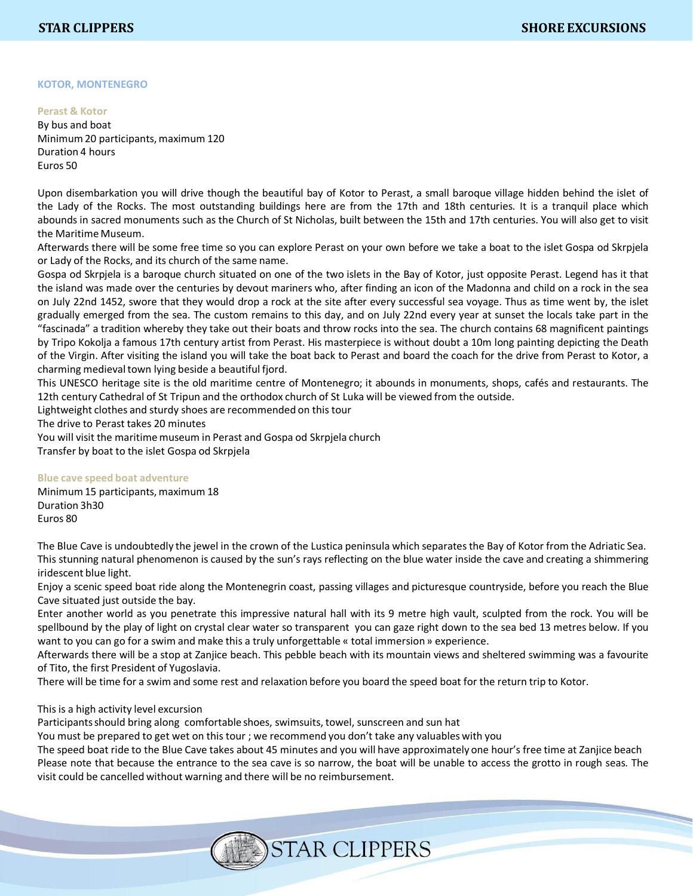## KOTOR, MONTENEGRO

### Perast & Kotor

By bus and boat
Minimum 20 participants, maximum 120
Duration 4 hours
Euros 50

Upon disembarkation you will drive though the beautiful bay of Kotor to Perast, a small baroque village hidden behind the islet of the Lady of the Rocks. The most outstanding buildings here are from the 17th and 18th centuries. It is a tranquil place which abounds in sacred monuments such as the Church of St Nicholas, built between the 15th and 17th centuries. You will also get to visit the Maritime Museum.
Afterwards there will be some free time so you can explore Perast on your own before we take a boat to the islet Gospa od Skrpjela or Lady of the Rocks, and its church of the same name.
Gospa od Skrpjela is a baroque church situated on one of the two islets in the Bay of Kotor, just opposite Perast. Legend has it that the island was made over the centuries by devout mariners who, after finding an icon of the Madonna and child on a rock in the sea on July 22nd 1452, swore that they would drop a rock at the site after every successful sea voyage. Thus as time went by, the islet gradually emerged from the sea. The custom remains to this day, and on July 22nd every year at sunset the locals take part in the "fascinada" a tradition whereby they take out their boats and throw rocks into the sea. The church contains 68 magnificent paintings by Tripo Kokolja a famous 17th century artist from Perast. His masterpiece is without doubt a 10m long painting depicting the Death of the Virgin. After visiting the island you will take the boat back to Perast and board the coach for the drive from Perast to Kotor, a charming medieval town lying beside a beautiful fjord.
This UNESCO heritage site is the old maritime centre of Montenegro; it abounds in monuments, shops, cafés and restaurants. The 12th century Cathedral of St Tripun and the orthodox church of St Luka will be viewed from the outside.
Lightweight clothes and sturdy shoes are recommended on this tour
The drive to Perast takes 20 minutes
You will visit the maritime museum in Perast and Gospa od Skrpjela church
Transfer by boat to the islet Gospa od Skrpjela

### Blue cave speed boat adventure

Minimum 15 participants, maximum 18
Duration 3h30
Euros 80

The Blue Cave is undoubtedly the jewel in the crown of the Lustica peninsula which separates the Bay of Kotor from the Adriatic Sea. This stunning natural phenomenon is caused by the sun's rays reflecting on the blue water inside the cave and creating a shimmering iridescent blue light.
Enjoy a scenic speed boat ride along the Montenegrin coast, passing villages and picturesque countryside, before you reach the Blue Cave situated just outside the bay.
Enter another world as you penetrate this impressive natural hall with its 9 metre high vault, sculpted from the rock. You will be spellbound by the play of light on crystal clear water so transparent you can gaze right down to the sea bed 13 metres below. If you want to you can go for a swim and make this a truly unforgettable « total immersion » experience.
Afterwards there will be a stop at Zanjice beach. This pebble beach with its mountain views and sheltered swimming was a favourite of Tito, the first President of Yugoslavia.
There will be time for a swim and some rest and relaxation before you board the speed boat for the return trip to Kotor.

This is a high activity level excursion
Participants should bring along comfortable shoes, swimsuits, towel, sunscreen and sun hat
You must be prepared to get wet on this tour ; we recommend you don't take any valuables with you
The speed boat ride to the Blue Cave takes about 45 minutes and you will have approximately one hour's free time at Zanjice beach
Please note that because the entrance to the sea cave is so narrow, the boat will be unable to access the grotto in rough seas. The visit could be cancelled without warning and there will be no reimbursement.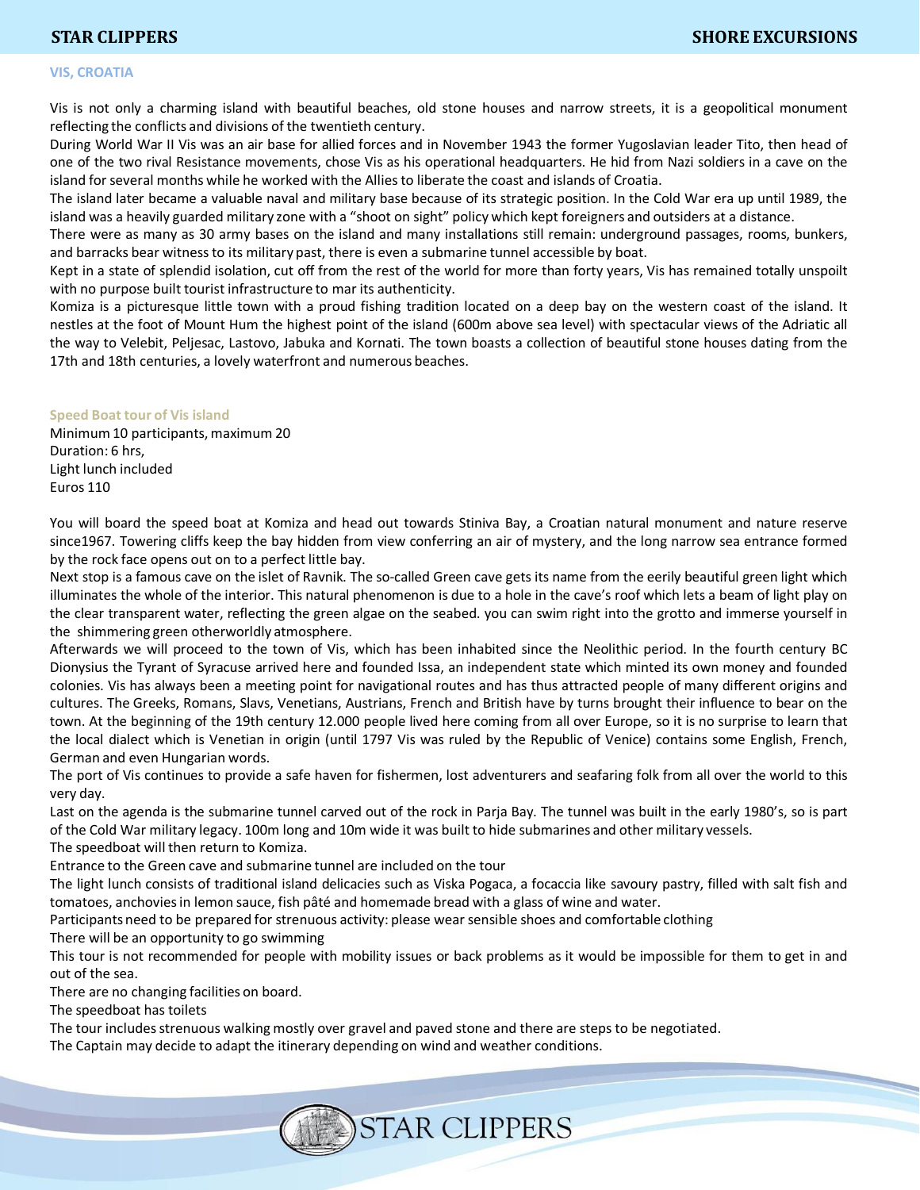## VIS, CROATIA

Vis is not only a charming island with beautiful beaches, old stone houses and narrow streets, it is a geopolitical monument reflecting the conflicts and divisions of the twentieth century.

During World War II Vis was an air base for allied forces and in November 1943 the former Yugoslavian leader Tito, then head of one of the two rival Resistance movements, chose Vis as his operational headquarters. He hid from Nazi soldiers in a cave on the island for several months while he worked with the Allies to liberate the coast and islands of Croatia.

The island later became a valuable naval and military base because of its strategic position. In the Cold War era up until 1989, the island was a heavily guarded military zone with a "shoot on sight" policy which kept foreigners and outsiders at a distance.

There were as many as 30 army bases on the island and many installations still remain: underground passages, rooms, bunkers, and barracks bear witness to its military past, there is even a submarine tunnel accessible by boat.

Kept in a state of splendid isolation, cut off from the rest of the world for more than forty years, Vis has remained totally unspoilt with no purpose built tourist infrastructure to mar its authenticity.

Komiza is a picturesque little town with a proud fishing tradition located on a deep bay on the western coast of the island. It nestles at the foot of Mount Hum the highest point of the island (600m above sea level) with spectacular views of the Adriatic all the way to Velebit, Peljesac, Lastovo, Jabuka and Kornati. The town boasts a collection of beautiful stone houses dating from the 17th and 18th centuries, a lovely waterfront and numerous beaches.

### Speed Boat tour of Vis island

Minimum 10 participants, maximum 20
Duration: 6 hrs,
Light lunch included
Euros 110

You will board the speed boat at Komiza and head out towards Stiniva Bay, a Croatian natural monument and nature reserve since1967. Towering cliffs keep the bay hidden from view conferring an air of mystery, and the long narrow sea entrance formed by the rock face opens out on to a perfect little bay.

Next stop is a famous cave on the islet of Ravnik. The so-called Green cave gets its name from the eerily beautiful green light which illuminates the whole of the interior. This natural phenomenon is due to a hole in the cave's roof which lets a beam of light play on the clear transparent water, reflecting the green algae on the seabed. you can swim right into the grotto and immerse yourself in the shimmering green otherworldly atmosphere.

Afterwards we will proceed to the town of Vis, which has been inhabited since the Neolithic period. In the fourth century BC Dionysius the Tyrant of Syracuse arrived here and founded Issa, an independent state which minted its own money and founded colonies. Vis has always been a meeting point for navigational routes and has thus attracted people of many different origins and cultures. The Greeks, Romans, Slavs, Venetians, Austrians, French and British have by turns brought their influence to bear on the town. At the beginning of the 19th century 12.000 people lived here coming from all over Europe, so it is no surprise to learn that the local dialect which is Venetian in origin (until 1797 Vis was ruled by the Republic of Venice) contains some English, French, German and even Hungarian words.

The port of Vis continues to provide a safe haven for fishermen, lost adventurers and seafaring folk from all over the world to this very day.

Last on the agenda is the submarine tunnel carved out of the rock in Parja Bay. The tunnel was built in the early 1980's, so is part of the Cold War military legacy. 100m long and 10m wide it was built to hide submarines and other military vessels.

The speedboat will then return to Komiza.

Entrance to the Green cave and submarine tunnel are included on the tour

The light lunch consists of traditional island delicacies such as Viska Pogaca, a focaccia like savoury pastry, filled with salt fish and tomatoes, anchovies in lemon sauce, fish pâté and homemade bread with a glass of wine and water.

Participants need to be prepared for strenuous activity: please wear sensible shoes and comfortable clothing

There will be an opportunity to go swimming

This tour is not recommended for people with mobility issues or back problems as it would be impossible for them to get in and out of the sea.

There are no changing facilities on board.

The speedboat has toilets

The tour includes strenuous walking mostly over gravel and paved stone and there are steps to be negotiated.

The Captain may decide to adapt the itinerary depending on wind and weather conditions.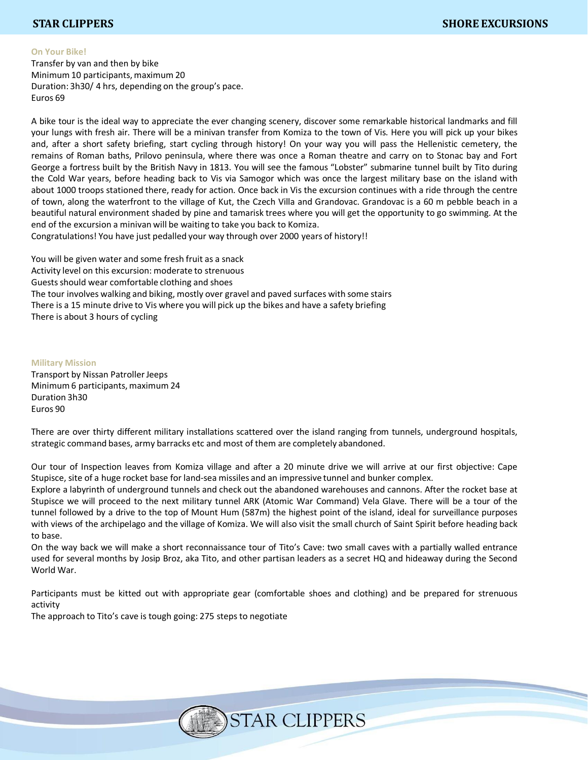### On Your Bike!

Transfer by van and then by bike
Minimum 10 participants, maximum 20
Duration: 3h30/ 4 hrs, depending on the group's pace.
Euros 69

A bike tour is the ideal way to appreciate the ever changing scenery, discover some remarkable historical landmarks and fill your lungs with fresh air. There will be a minivan transfer from Komiza to the town of Vis. Here you will pick up your bikes and, after a short safety briefing, start cycling through history! On your way you will pass the Hellenistic cemetery, the remains of Roman baths, Prilovo peninsula, where there was once a Roman theatre and carry on to Stonac bay and Fort George a fortress built by the British Navy in 1813. You will see the famous "Lobster" submarine tunnel built by Tito during the Cold War years, before heading back to Vis via Samogor which was once the largest military base on the island with about 1000 troops stationed there, ready for action. Once back in Vis the excursion continues with a ride through the centre of town, along the waterfront to the village of Kut, the Czech Villa and Grandovac. Grandovac is a 60 m pebble beach in a beautiful natural environment shaded by pine and tamarisk trees where you will get the opportunity to go swimming. At the end of the excursion a minivan will be waiting to take you back to Komiza.
Congratulations! You have just pedalled your way through over 2000 years of history!!

You will be given water and some fresh fruit as a snack
Activity level on this excursion: moderate to strenuous
Guests should wear comfortable clothing and shoes
The tour involves walking and biking, mostly over gravel and paved surfaces with some stairs
There is a 15 minute drive to Vis where you will pick up the bikes and have a safety briefing
There is about 3 hours of cycling

### Military Mission

Transport by Nissan Patroller Jeeps
Minimum 6 participants, maximum 24
Duration 3h30
Euros 90

There are over thirty different military installations scattered over the island ranging from tunnels, underground hospitals, strategic command bases, army barracks etc and most of them are completely abandoned.

Our tour of Inspection leaves from Komiza village and after a 20 minute drive we will arrive at our first objective: Cape Stupisce, site of a huge rocket base for land-sea missiles and an impressive tunnel and bunker complex.
Explore a labyrinth of underground tunnels and check out the abandoned warehouses and cannons. After the rocket base at Stupisce we will proceed to the next military tunnel ARK (Atomic War Command) Vela Glave. There will be a tour of the tunnel followed by a drive to the top of Mount Hum (587m) the highest point of the island, ideal for surveillance purposes with views of the archipelago and the village of Komiza. We will also visit the small church of Saint Spirit before heading back to base.
On the way back we will make a short reconnaissance tour of Tito's Cave: two small caves with a partially walled entrance used for several months by Josip Broz, aka Tito, and other partisan leaders as a secret HQ and hideaway during the Second World War.

Participants must be kitted out with appropriate gear (comfortable shoes and clothing) and be prepared for strenuous activity
The approach to Tito's cave is tough going: 275 steps to negotiate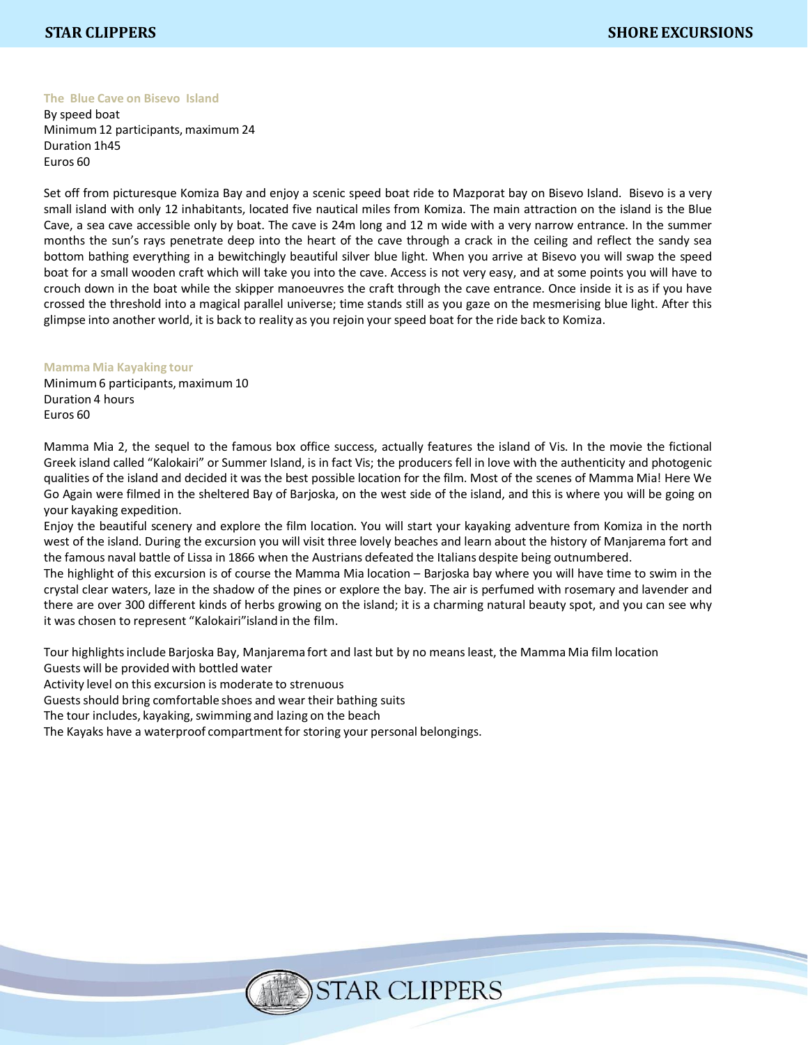### The Blue Cave on Bisevo Island

By speed boat
Minimum 12 participants, maximum 24
Duration 1h45
Euros 60

Set off from picturesque Komiza Bay and enjoy a scenic speed boat ride to Mazporat bay on Bisevo Island. Bisevo is a very small island with only 12 inhabitants, located five nautical miles from Komiza. The main attraction on the island is the Blue Cave, a sea cave accessible only by boat. The cave is 24m long and 12 m wide with a very narrow entrance. In the summer months the sun's rays penetrate deep into the heart of the cave through a crack in the ceiling and reflect the sandy sea bottom bathing everything in a bewitchingly beautiful silver blue light. When you arrive at Bisevo you will swap the speed boat for a small wooden craft which will take you into the cave. Access is not very easy, and at some points you will have to crouch down in the boat while the skipper manoeuvres the craft through the cave entrance. Once inside it is as if you have crossed the threshold into a magical parallel universe; time stands still as you gaze on the mesmerising blue light. After this glimpse into another world, it is back to reality as you rejoin your speed boat for the ride back to Komiza.

### Mamma Mia Kayaking tour

Minimum 6 participants, maximum 10
Duration 4 hours
Euros 60

Mamma Mia 2, the sequel to the famous box office success, actually features the island of Vis. In the movie the fictional Greek island called "Kalokairi" or Summer Island, is in fact Vis; the producers fell in love with the authenticity and photogenic qualities of the island and decided it was the best possible location for the film. Most of the scenes of Mamma Mia! Here We Go Again were filmed in the sheltered Bay of Barjoska, on the west side of the island, and this is where you will be going on your kayaking expedition.

Enjoy the beautiful scenery and explore the film location. You will start your kayaking adventure from Komiza in the north west of the island. During the excursion you will visit three lovely beaches and learn about the history of Manjarema fort and the famous naval battle of Lissa in 1866 when the Austrians defeated the Italians despite being outnumbered.

The highlight of this excursion is of course the Mamma Mia location – Barjoska bay where you will have time to swim in the crystal clear waters, laze in the shadow of the pines or explore the bay. The air is perfumed with rosemary and lavender and there are over 300 different kinds of herbs growing on the island; it is a charming natural beauty spot, and you can see why it was chosen to represent "Kalokairi"island in the film.

Tour highlights include Barjoska Bay, Manjarema fort and last but by no means least, the Mamma Mia film location
Guests will be provided with bottled water
Activity level on this excursion is moderate to strenuous
Guests should bring comfortable shoes and wear their bathing suits
The tour includes, kayaking, swimming and lazing on the beach
The Kayaks have a waterproof compartment for storing your personal belongings.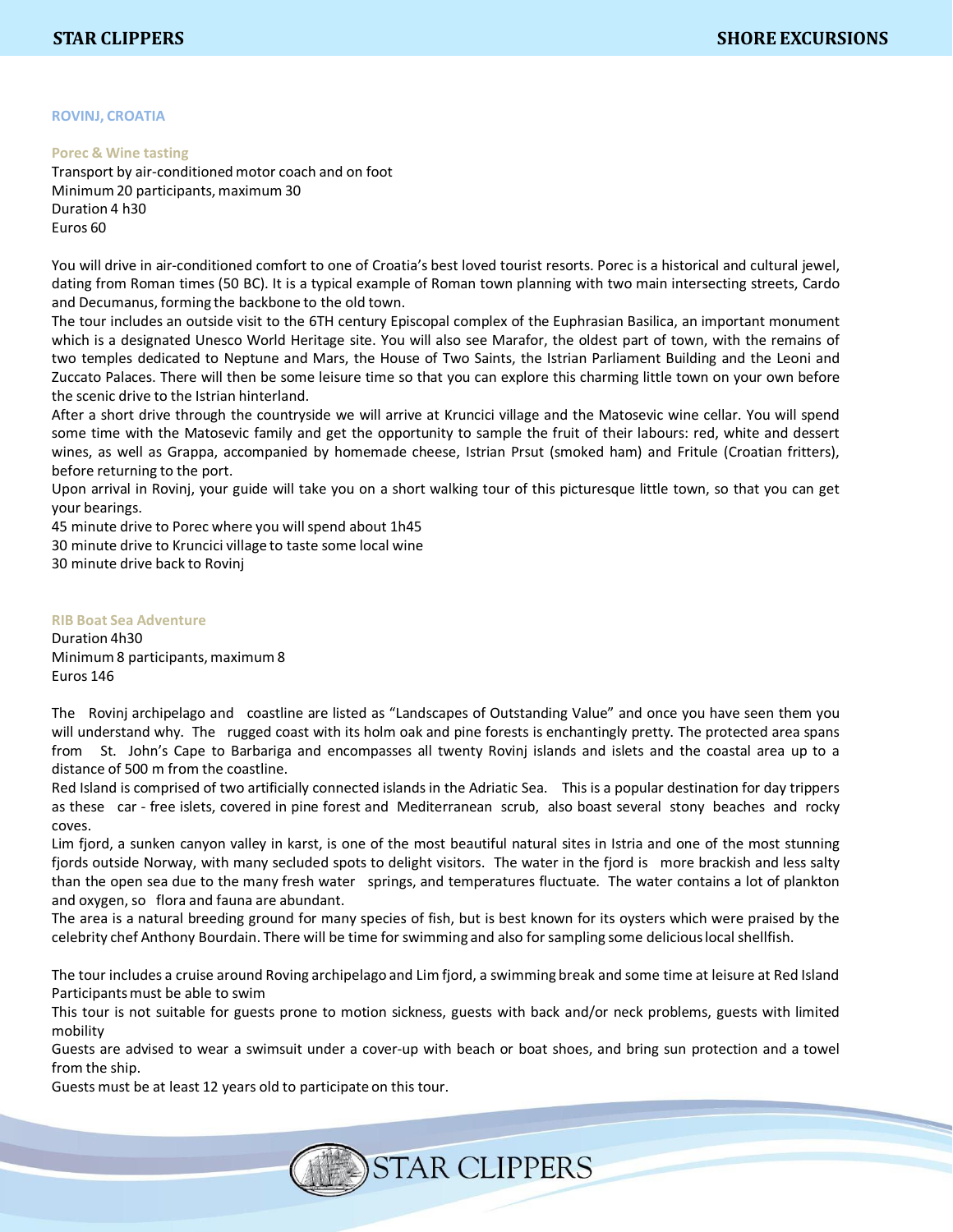## ROVINJ, CROATIA

### Porec & Wine tasting

Transport by air-conditioned motor coach and on foot
Minimum 20 participants, maximum 30
Duration 4 h30
Euros 60

You will drive in air-conditioned comfort to one of Croatia's best loved tourist resorts. Porec is a historical and cultural jewel, dating from Roman times (50 BC). It is a typical example of Roman town planning with two main intersecting streets, Cardo and Decumanus, forming the backbone to the old town.
The tour includes an outside visit to the 6TH century Episcopal complex of the Euphrasian Basilica, an important monument which is a designated Unesco World Heritage site. You will also see Marafor, the oldest part of town, with the remains of two temples dedicated to Neptune and Mars, the House of Two Saints, the Istrian Parliament Building and the Leoni and Zuccato Palaces. There will then be some leisure time so that you can explore this charming little town on your own before the scenic drive to the Istrian hinterland.
After a short drive through the countryside we will arrive at Kruncici village and the Matosevic wine cellar. You will spend some time with the Matosevic family and get the opportunity to sample the fruit of their labours: red, white and dessert wines, as well as Grappa, accompanied by homemade cheese, Istrian Prsut (smoked ham) and Fritule (Croatian fritters), before returning to the port.
Upon arrival in Rovinj, your guide will take you on a short walking tour of this picturesque little town, so that you can get your bearings.
45 minute drive to Porec where you will spend about 1h45
30 minute drive to Kruncici village to taste some local wine
30 minute drive back to Rovinj

### RIB Boat Sea Adventure

Duration 4h30
Minimum 8 participants, maximum 8
Euros 146

The Rovinj archipelago and coastline are listed as "Landscapes of Outstanding Value" and once you have seen them you will understand why. The rugged coast with its holm oak and pine forests is enchantingly pretty. The protected area spans from St. John's Cape to Barbariga and encompasses all twenty Rovinj islands and islets and the coastal area up to a distance of 500 m from the coastline.
Red Island is comprised of two artificially connected islands in the Adriatic Sea. This is a popular destination for day trippers as these car - free islets, covered in pine forest and Mediterranean scrub, also boast several stony beaches and rocky coves.
Lim fjord, a sunken canyon valley in karst, is one of the most beautiful natural sites in Istria and one of the most stunning fjords outside Norway, with many secluded spots to delight visitors. The water in the fjord is more brackish and less salty than the open sea due to the many fresh water springs, and temperatures fluctuate. The water contains a lot of plankton and oxygen, so flora and fauna are abundant.
The area is a natural breeding ground for many species of fish, but is best known for its oysters which were praised by the celebrity chef Anthony Bourdain. There will be time for swimming and also for sampling some delicious local shellfish.

The tour includes a cruise around Roving archipelago and Lim fjord, a swimming break and some time at leisure at Red Island
Participants must be able to swim
This tour is not suitable for guests prone to motion sickness, guests with back and/or neck problems, guests with limited mobility
Guests are advised to wear a swimsuit under a cover-up with beach or boat shoes, and bring sun protection and a towel from the ship.
Guests must be at least 12 years old to participate on this tour.